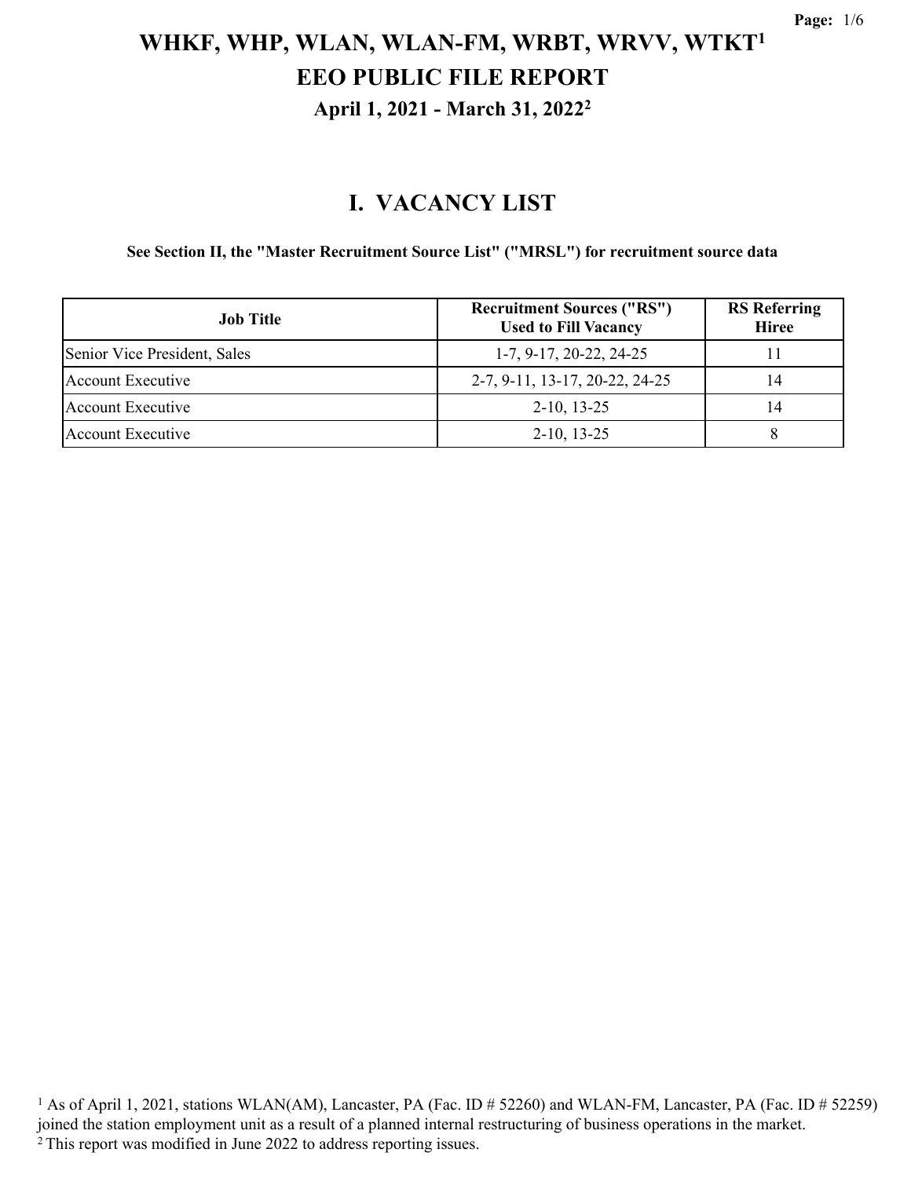# WHKF, WHP, WLAN, WLAN-FM, WRBT, WRVV, WTKT[1]

## EEO PUBLIC FILE REPORT

### April 1, 2021 - March 31, 2022[2]

## I. VACANCY LIST

**See Section II, the "Master Recruitment Source List" ("MRSL") for recruitment source data**

| Job Title | Recruitment Sources ("RS") Used to Fill Vacancy | RS Referring Hiree |
|---|---|---|
| Senior Vice President, Sales | 1-7, 9-17, 20-22, 24-25 | 11 |
| Account Executive | 2-7, 9-11, 13-17, 20-22, 24-25 | 14 |
| Account Executive | 2-10, 13-25 | 14 |
| Account Executive | 2-10, 13-25 | 8 |

[1] As of April 1, 2021, stations WLAN(AM), Lancaster, PA (Fac. ID # 52260) and WLAN-FM, Lancaster, PA (Fac. ID # 52259) joined the station employment unit as a result of a planned internal restructuring of business operations in the market.

[2] This report was modified in June 2022 to address reporting issues.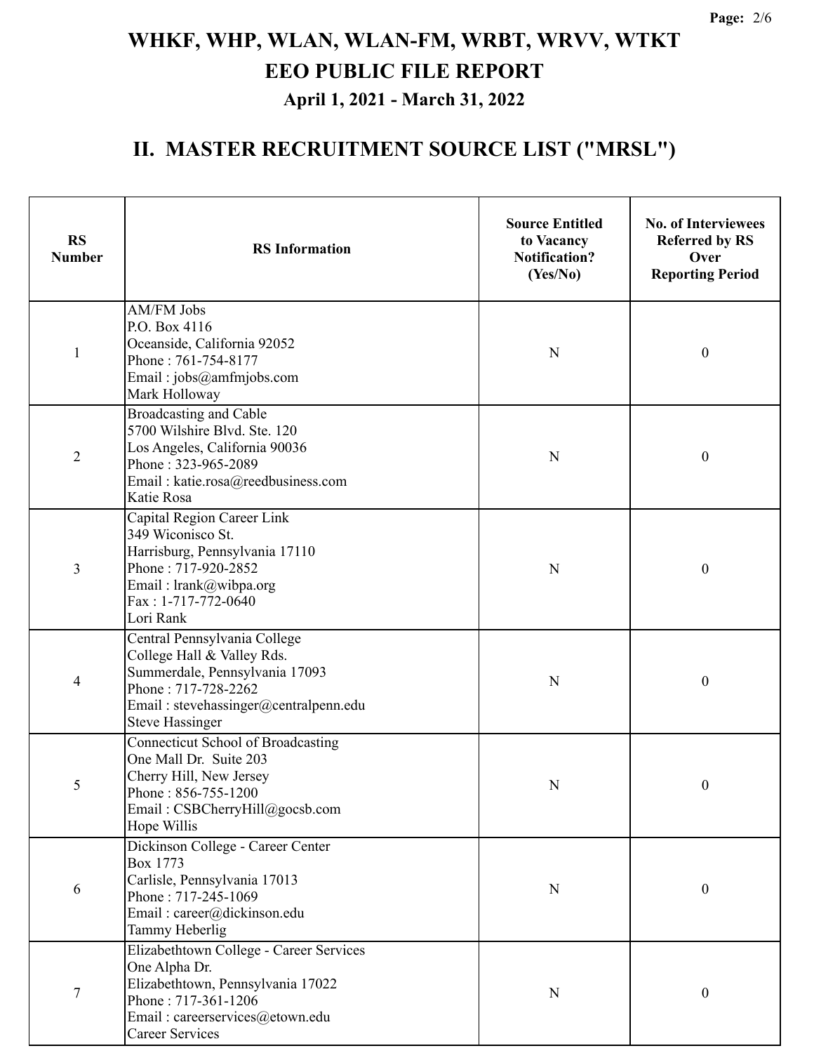# WHKF, WHP, WLAN, WLAN-FM, WRBT, WRVV, WTKT

## EEO PUBLIC FILE REPORT

### April 1, 2021 - March 31, 2022

## II. MASTER RECRUITMENT SOURCE LIST ("MRSL")

| RS Number | RS Information | Source Entitled to Vacancy Notification? (Yes/No) | No. of Interviewees Referred by RS Over Reporting Period |
|---|---|---|---|
| 1 | AM/FM Jobs<br>P.O. Box 4116<br>Oceanside, California 92052<br>Phone : 761-754-8177<br>Email : jobs@amfmjobs.com<br>Mark Holloway | N | 0 |
| 2 | Broadcasting and Cable<br>5700 Wilshire Blvd. Ste. 120<br>Los Angeles, California 90036<br>Phone : 323-965-2089<br>Email : katie.rosa@reedbusiness.com<br>Katie Rosa | N | 0 |
| 3 | Capital Region Career Link<br>349 Wiconisco St.<br>Harrisburg, Pennsylvania 17110<br>Phone : 717-920-2852<br>Email : lrank@wibpa.org<br>Fax : 1-717-772-0640<br>Lori Rank | N | 0 |
| 4 | Central Pennsylvania College<br>College Hall & Valley Rds.<br>Summerdale, Pennsylvania 17093<br>Phone : 717-728-2262<br>Email : stevehassinger@centralpenn.edu<br>Steve Hassinger | N | 0 |
| 5 | Connecticut School of Broadcasting<br>One Mall Dr. Suite 203<br>Cherry Hill, New Jersey<br>Phone : 856-755-1200<br>Email : CSBCherryHill@gocsb.com<br>Hope Willis | N | 0 |
| 6 | Dickinson College - Career Center<br>Box 1773<br>Carlisle, Pennsylvania 17013<br>Phone : 717-245-1069<br>Email : career@dickinson.edu<br>Tammy Heberlig | N | 0 |
| 7 | Elizabethtown College - Career Services<br>One Alpha Dr.<br>Elizabethtown, Pennsylvania 17022<br>Phone : 717-361-1206<br>Email : careerservices@etown.edu<br>Career Services | N | 0 |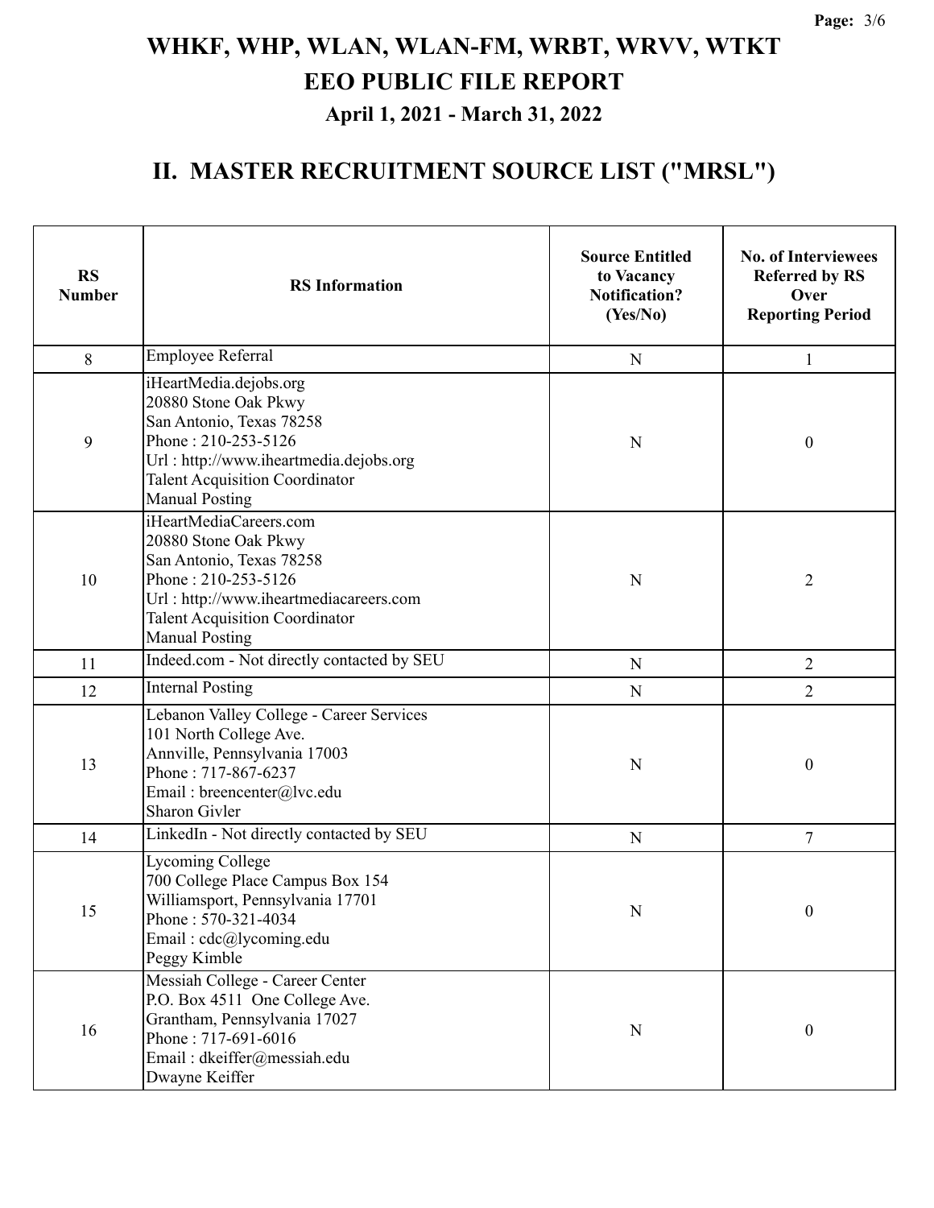# WHKF, WHP, WLAN, WLAN-FM, WRBT, WRVV, WTKT

## EEO PUBLIC FILE REPORT

### April 1, 2021 - March 31, 2022

## II. MASTER RECRUITMENT SOURCE LIST ("MRSL")

| RS Number | RS Information | Source Entitled to Vacancy Notification? (Yes/No) | No. of Interviewees Referred by RS Over Reporting Period |
|---|---|---|---|
| 8 | Employee Referral | N | 1 |
| 9 | iHeartMedia.dejobs.org<br>20880 Stone Oak Pkwy<br>San Antonio, Texas 78258<br>Phone : 210-253-5126<br>Url : http://www.iheartmedia.dejobs.org<br>Talent Acquisition Coordinator<br>Manual Posting | N | 0 |
| 10 | iHeartMediaCareers.com<br>20880 Stone Oak Pkwy<br>San Antonio, Texas 78258<br>Phone : 210-253-5126<br>Url : http://www.iheartmediacareers.com<br>Talent Acquisition Coordinator<br>Manual Posting | N | 2 |
| 11 | Indeed.com - Not directly contacted by SEU | N | 2 |
| 12 | Internal Posting | N | 2 |
| 13 | Lebanon Valley College - Career Services<br>101 North College Ave.<br>Annville, Pennsylvania 17003<br>Phone : 717-867-6237<br>Email : breencenter@lvc.edu<br>Sharon Givler | N | 0 |
| 14 | LinkedIn - Not directly contacted by SEU | N | 7 |
| 15 | Lycoming College<br>700 College Place Campus Box 154<br>Williamsport, Pennsylvania 17701<br>Phone : 570-321-4034<br>Email : cdc@lycoming.edu<br>Peggy Kimble | N | 0 |
| 16 | Messiah College - Career Center<br>P.O. Box 4511 One College Ave.<br>Grantham, Pennsylvania 17027<br>Phone : 717-691-6016<br>Email : dkeiffer@messiah.edu<br>Dwayne Keiffer | N | 0 |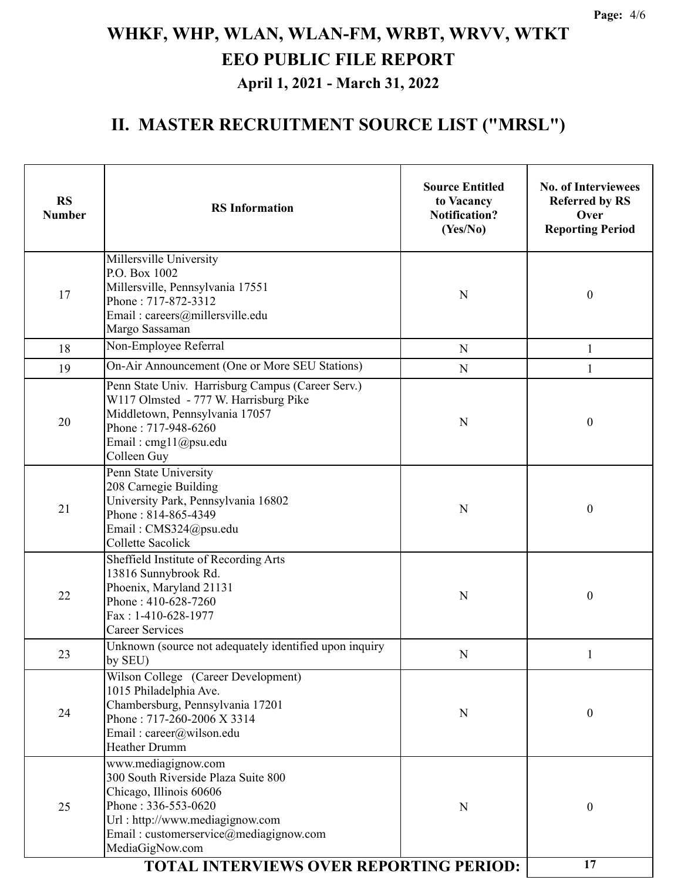# WHKF, WHP, WLAN, WLAN-FM, WRBT, WRVV, WTKT

# EEO PUBLIC FILE REPORT

### April 1, 2021 - March 31, 2022

## II. MASTER RECRUITMENT SOURCE LIST ("MRSL")

| RS Number | RS Information | Source Entitled to Vacancy Notification? (Yes/No) | No. of Interviewees Referred by RS Over Reporting Period |
|---|---|---|---|
| 17 | Millersville University<br>P.O. Box 1002<br>Millersville, Pennsylvania 17551<br>Phone : 717-872-3312<br>Email : careers@millersville.edu<br>Margo Sassaman | N | 0 |
| 18 | Non-Employee Referral | N | 1 |
| 19 | On-Air Announcement (One or More SEU Stations) | N | 1 |
| 20 | Penn State Univ. Harrisburg Campus (Career Serv.)<br>W117 Olmsted - 777 W. Harrisburg Pike<br>Middletown, Pennsylvania 17057<br>Phone : 717-948-6260<br>Email : cmg11@psu.edu<br>Colleen Guy | N | 0 |
| 21 | Penn State University<br>208 Carnegie Building<br>University Park, Pennsylvania 16802<br>Phone : 814-865-4349<br>Email : CMS324@psu.edu<br>Collette Sacolick | N | 0 |
| 22 | Sheffield Institute of Recording Arts<br>13816 Sunnybrook Rd.<br>Phoenix, Maryland 21131<br>Phone : 410-628-7260<br>Fax : 1-410-628-1977<br>Career Services | N | 0 |
| 23 | Unknown (source not adequately identified upon inquiry by SEU) | N | 1 |
| 24 | Wilson College (Career Development)<br>1015 Philadelphia Ave.<br>Chambersburg, Pennsylvania 17201<br>Phone : 717-260-2006 X 3314<br>Email : career@wilson.edu<br>Heather Drumm | N | 0 |
| 25 | www.mediagignow.com<br>300 South Riverside Plaza Suite 800<br>Chicago, Illinois 60606<br>Phone : 336-553-0620<br>Url : http://www.mediagignow.com<br>Email : customerservice@mediagignow.com<br>MediaGigNow.com | N | 0 |
| | **TOTAL INTERVIEWS OVER REPORTING PERIOD:** | | **17** |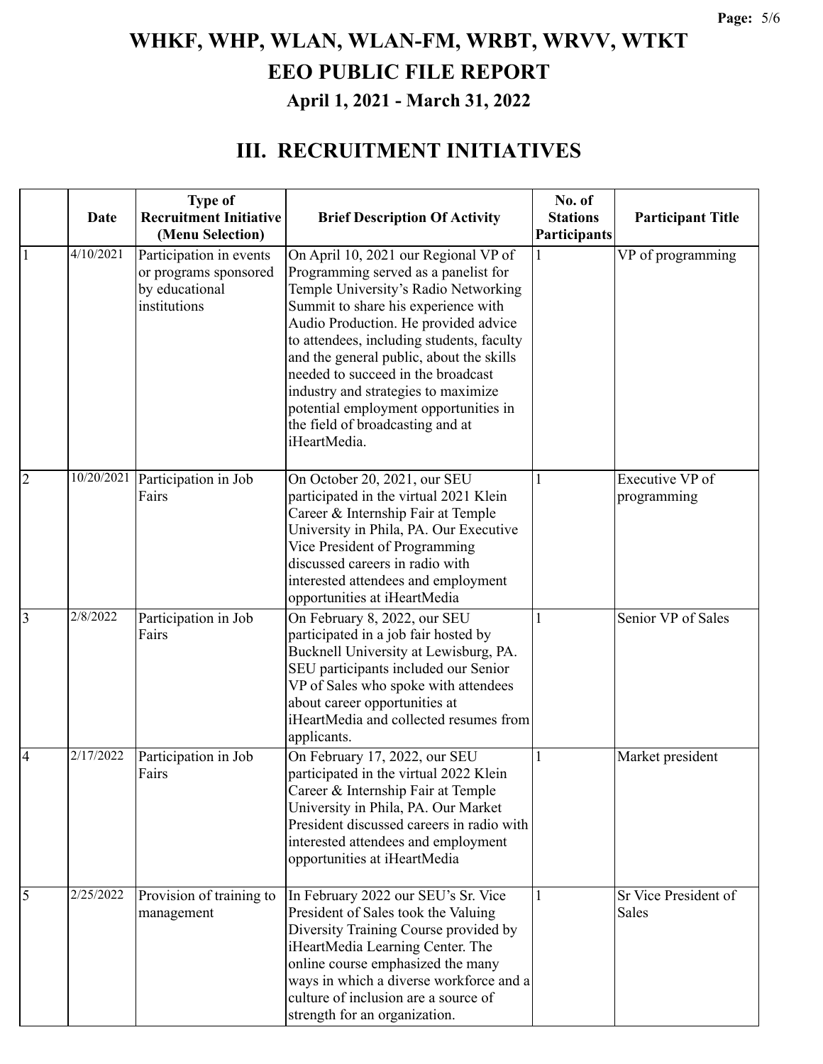# WHKF, WHP, WLAN, WLAN-FM, WRBT, WRVV, WTKT

# EEO PUBLIC FILE REPORT

### April 1, 2021 - March 31, 2022

## III. RECRUITMENT INITIATIVES

| | Date | Type of Recruitment Initiative (Menu Selection) | Brief Description Of Activity | No. of Stations Participants | Participant Title |
|---|---|---|---|---|---|
| 1 | 4/10/2021 | Participation in events or programs sponsored by educational institutions | On April 10, 2021 our Regional VP of Programming served as a panelist for Temple University's Radio Networking Summit to share his experience with Audio Production. He provided advice to attendees, including students, faculty and the general public, about the skills needed to succeed in the broadcast industry and strategies to maximize potential employment opportunities in the field of broadcasting and at iHeartMedia. | 1 | VP of programming |
| 2 | 10/20/2021 | Participation in Job Fairs | On October 20, 2021, our SEU participated in the virtual 2021 Klein Career & Internship Fair at Temple University in Phila, PA. Our Executive Vice President of Programming discussed careers in radio with interested attendees and employment opportunities at iHeartMedia | 1 | Executive VP of programming |
| 3 | 2/8/2022 | Participation in Job Fairs | On February 8, 2022, our SEU participated in a job fair hosted by Bucknell University at Lewisburg, PA. SEU participants included our Senior VP of Sales who spoke with attendees about career opportunities at iHeartMedia and collected resumes from applicants. | 1 | Senior VP of Sales |
| 4 | 2/17/2022 | Participation in Job Fairs | On February 17, 2022, our SEU participated in the virtual 2022 Klein Career & Internship Fair at Temple University in Phila, PA. Our Market President discussed careers in radio with interested attendees and employment opportunities at iHeartMedia | 1 | Market president |
| 5 | 2/25/2022 | Provision of training to management | In February 2022 our SEU's Sr. Vice President of Sales took the Valuing Diversity Training Course provided by iHeartMedia Learning Center. The online course emphasized the many ways in which a diverse workforce and a culture of inclusion are a source of strength for an organization. | 1 | Sr Vice President of Sales |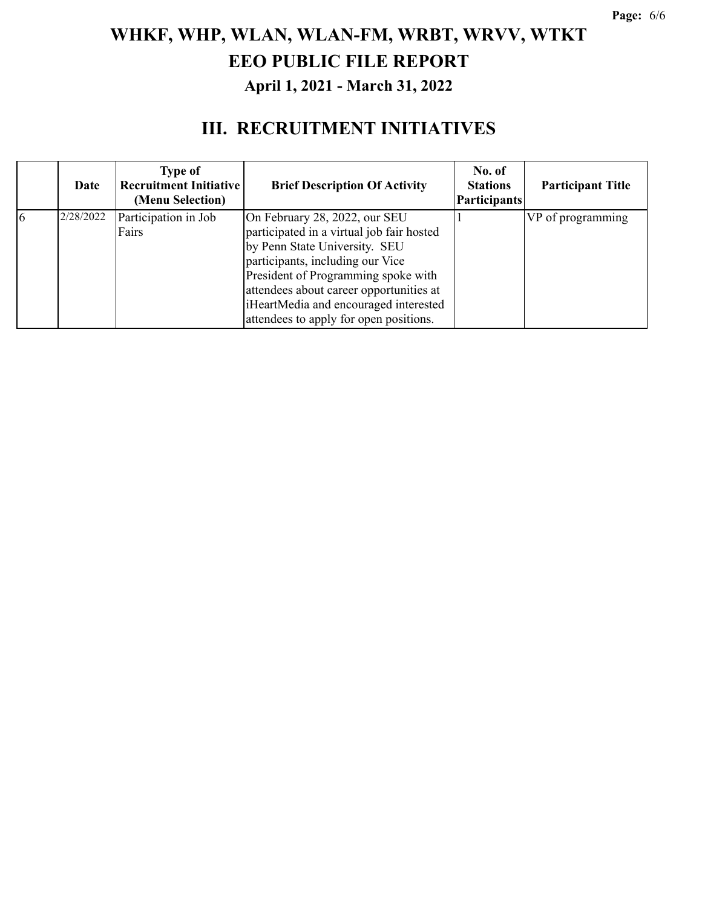# WHKF, WHP, WLAN, WLAN-FM, WRBT, WRVV, WTKT
# EEO PUBLIC FILE REPORT
### April 1, 2021 - March 31, 2022

## III. RECRUITMENT INITIATIVES

| | Date | Type of Recruitment Initiative (Menu Selection) | Brief Description Of Activity | No. of Stations Participants | Participant Title |
|---|---|---|---|---|---|
| 6 | 2/28/2022 | Participation in Job Fairs | On February 28, 2022, our SEU participated in a virtual job fair hosted by Penn State University. SEU participants, including our Vice President of Programming spoke with attendees about career opportunities at iHeartMedia and encouraged interested attendees to apply for open positions. | 1 | VP of programming |